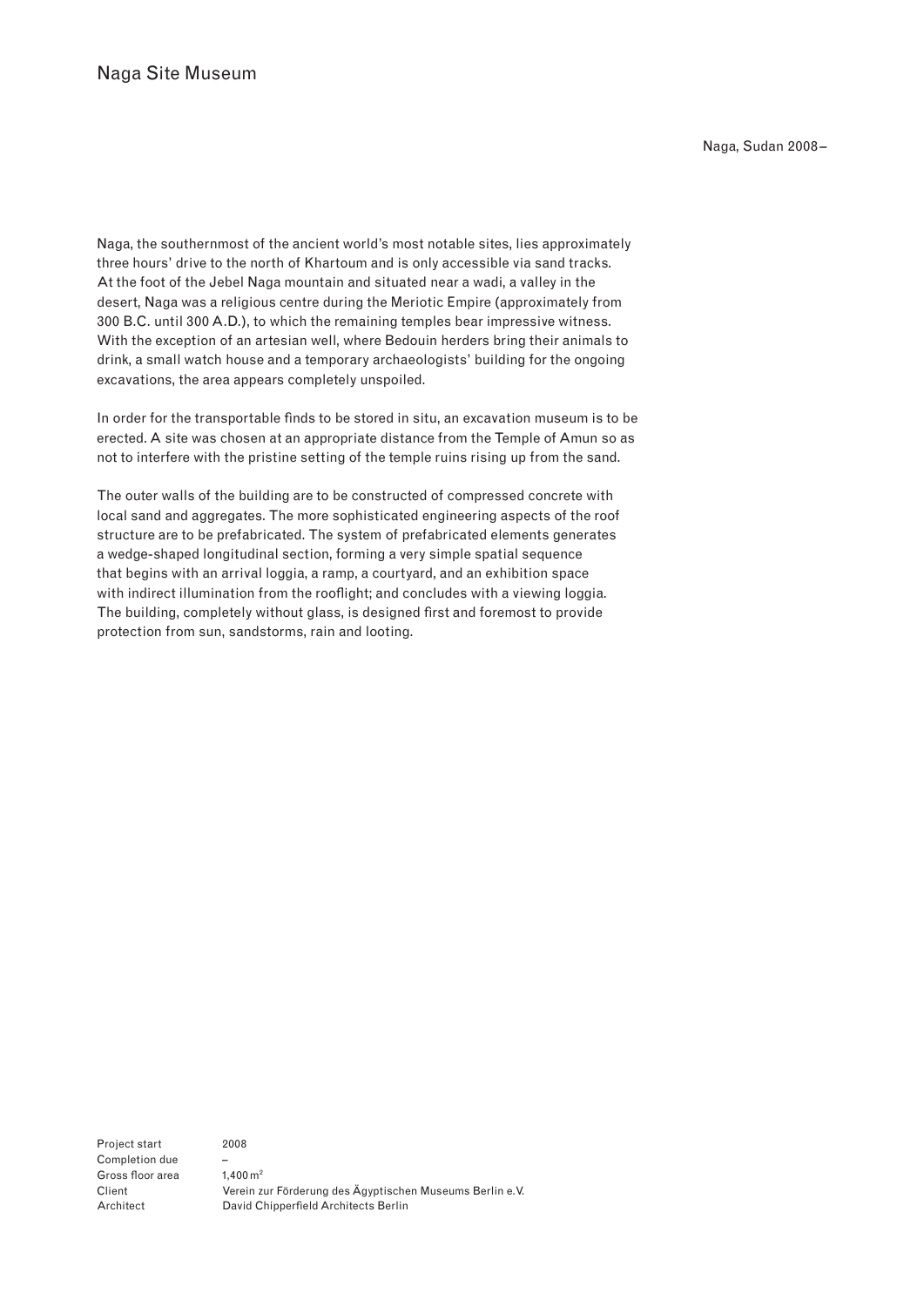# Naga Site Museum

Naga, Sudan 2008–

Naga, the southernmost of the ancient world's most notable sites, lies approximately three hours' drive to the north of Khartoum and is only accessible via sand tracks. At the foot of the Jebel Naga mountain and situated near a wadi, a valley in the desert, Naga was a religious centre during the Meriotic Empire (approximately from 300 B.C. until 300 A.D.), to which the remaining temples bear impressive witness. With the exception of an artesian well, where Bedouin herders bring their animals to drink, a small watch house and a temporary archaeologists' building for the ongoing excavations, the area appears completely unspoiled.

In order for the transportable finds to be stored in situ, an excavation museum is to be erected. A site was chosen at an appropriate distance from the Temple of Amun so as not to interfere with the pristine setting of the temple ruins rising up from the sand.

The outer walls of the building are to be constructed of compressed concrete with local sand and aggregates. The more sophisticated engineering aspects of the roof structure are to be prefabricated. The system of prefabricated elements generates a wedge-shaped longitudinal section, forming a very simple spatial sequence that begins with an arrival loggia, a ramp, a courtyard, and an exhibition space with indirect illumination from the rooflight; and concludes with a viewing loggia. The building, completely without glass, is designed first and foremost to provide protection from sun, sandstorms, rain and looting.

| | |
|---|---|
| Project start | 2008 |
| Completion due | – |
| Gross floor area | 1,400 m² |
| Client | Verein zur Förderung des Ägyptischen Museums Berlin e.V. |
| Architect | David Chipperfield Architects Berlin |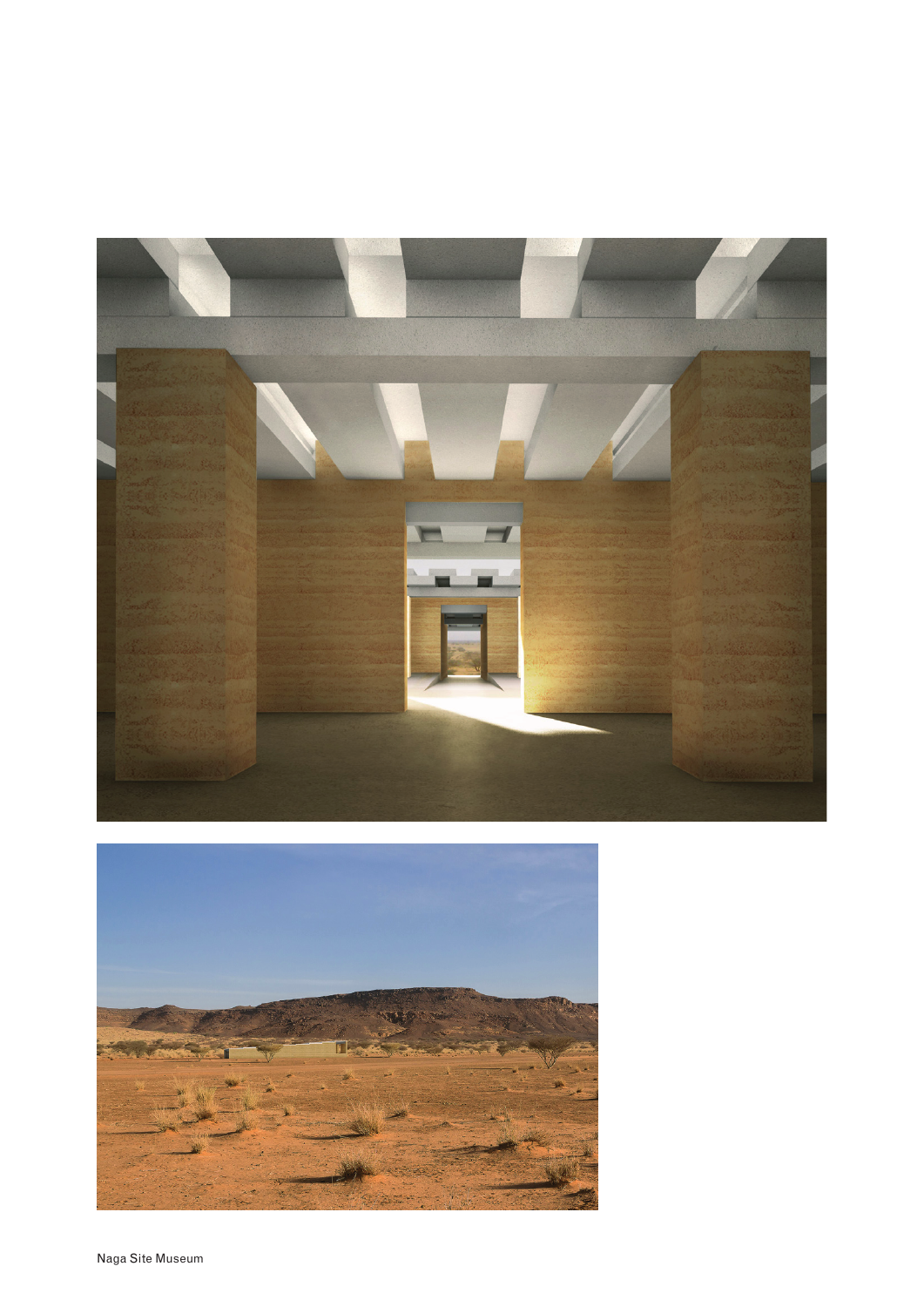Naga Site Museum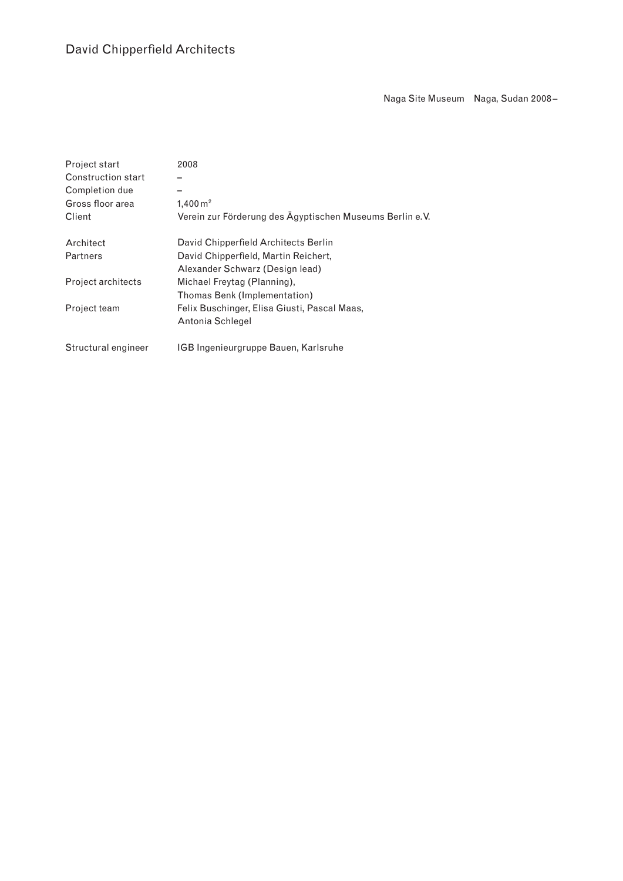# David Chipperfield Architects

Naga Site Museum    Naga, Sudan 2008–

| | |
|---|---|
| Project start | 2008 |
| Construction start | – |
| Completion due | – |
| Gross floor area | 1,400 $m^2$ |
| Client | Verein zur Förderung des Ägyptischen Museums Berlin e.V. |
| | |
| Architect | David Chipperfield Architects Berlin |
| Partners | David Chipperfield, Martin Reichert, Alexander Schwarz (Design lead) |
| Project architects | Michael Freytag (Planning), Thomas Benk (Implementation) |
| Project team | Felix Buschinger, Elisa Giusti, Pascal Maas, Antonia Schlegel |
| | |
| Structural engineer | IGB Ingenieurgruppe Bauen, Karlsruhe |